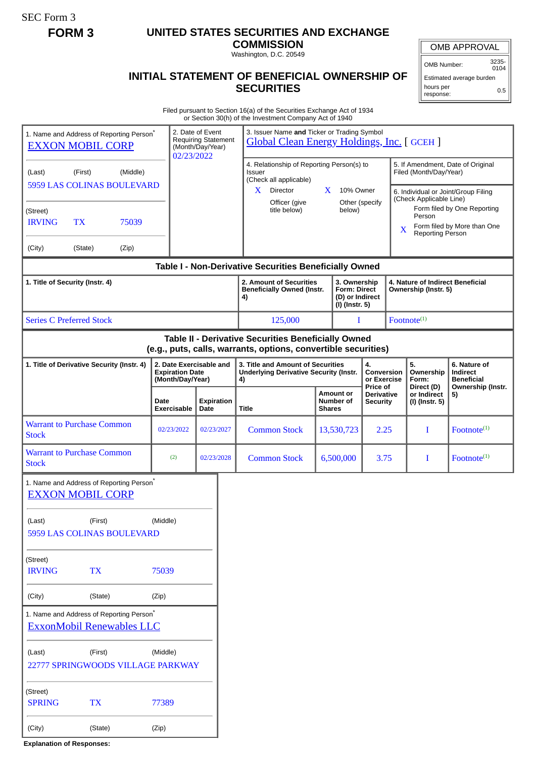SEC Form 3

# FORM 3

## UNITED STATES SECURITIES AND EXCHANGE COMMISSION

Washington, D.C. 20549

## INITIAL STATEMENT OF BENEFICIAL OWNERSHIP OF SECURITIES

| OMB APPROVAL | |
|---|---|
| OMB Number: | 3235-0104 |
| Estimated average burden | |
| hours per response: | 0.5 |

Filed pursuant to Section 16(a) of the Securities Exchange Act of 1934
or Section 30(h) of the Investment Company Act of 1940

| 1. Name and Address of Reporting Person* | 2. Date of Event Requiring Statement (Month/Day/Year) | 3. Issuer Name and Ticker or Trading Symbol |
|---|---|---|
| EXXON MOBIL CORP | 02/23/2022 | Global Clean Energy Holdings, Inc. [ GCEH ] |
| (Last) (First) (Middle) 5959 LAS COLINAS BOULEVARD | | 4. Relationship of Reporting Person(s) to Issuer (Check all applicable): X Director; X 10% Owner; Officer (give title below); Other (specify below) |
| (Street) IRVING TX 75039 | | 5. If Amendment, Date of Original Filed (Month/Day/Year) |
| (City) (State) (Zip) | | 6. Individual or Joint/Group Filing (Check Applicable Line): Form filed by One Reporting Person; X Form filed by More than One Reporting Person |

### Table I - Non-Derivative Securities Beneficially Owned

| 1. Title of Security (Instr. 4) | 2. Amount of Securities Beneficially Owned (Instr. 4) | 3. Ownership Form: Direct (D) or Indirect (I) (Instr. 5) | 4. Nature of Indirect Beneficial Ownership (Instr. 5) |
|---|---|---|---|
| Series C Preferred Stock | 125,000 | I | Footnote[1] |

### Table II - Derivative Securities Beneficially Owned (e.g., puts, calls, warrants, options, convertible securities)

| 1. Title of Derivative Security (Instr. 4) | 2. Date Exercisable and Expiration Date (Month/Day/Year) | | 3. Title and Amount of Securities Underlying Derivative Security (Instr. 4) | | 4. Conversion or Exercise Price of Derivative Security | 5. Ownership Form: Direct (D) or Indirect (I) (Instr. 5) | 6. Nature of Indirect Beneficial Ownership (Instr. 5) |
|---|---|---|---|---|---|---|---|
| | Date Exercisable | Expiration Date | Title | Amount or Number of Shares | | | |
| Warrant to Purchase Common Stock | 02/23/2022 | 02/23/2027 | Common Stock | 13,530,723 | 2.25 | I | Footnote[1] |
| Warrant to Purchase Common Stock | [2] | 02/23/2028 | Common Stock | 6,500,000 | 3.75 | I | Footnote[1] |

| 1. Name and Address of Reporting Person* |
|---|
| EXXON MOBIL CORP |
| (Last) (First) (Middle) |
| 5959 LAS COLINAS BOULEVARD |
| (Street) |
| IRVING TX 75039 |
| (City) (State) (Zip) |

| 1. Name and Address of Reporting Person* |
|---|
| ExxonMobil Renewables LLC |
| (Last) (First) (Middle) |
| 22777 SPRINGWOODS VILLAGE PARKWAY |
| (Street) |
| SPRING TX 77389 |
| (City) (State) (Zip) |

**Explanation of Responses:**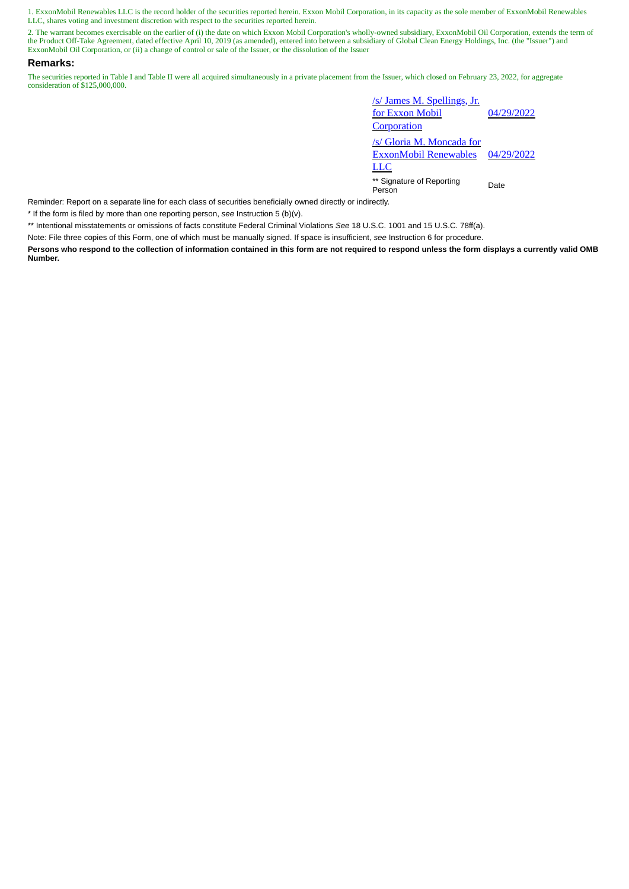1. ExxonMobil Renewables LLC is the record holder of the securities reported herein. Exxon Mobil Corporation, in its capacity as the sole member of ExxonMobil Renewables LLC, shares voting and investment discretion with respect to the securities reported herein.

2. The warrant becomes exercisable on the earlier of (i) the date on which Exxon Mobil Corporation's wholly-owned subsidiary, ExxonMobil Oil Corporation, extends the term of the Product Off-Take Agreement, dated effective April 10, 2019 (as amended), entered into between a subsidiary of Global Clean Energy Holdings, Inc. (the "Issuer") and ExxonMobil Oil Corporation, or (ii) a change of control or sale of the Issuer, or the dissolution of the Issuer

## Remarks:

The securities reported in Table I and Table II were all acquired simultaneously in a private placement from the Issuer, which closed on February 23, 2022, for aggregate consideration of $125,000,000.

| | |
|---|---|
| /s/ James M. Spellings, Jr. for Exxon Mobil Corporation | 04/29/2022 |
| /s/ Gloria M. Moncada for ExxonMobil Renewables LLC | 04/29/2022 |
| ** Signature of Reporting Person | Date |

Reminder: Report on a separate line for each class of securities beneficially owned directly or indirectly.

* If the form is filed by more than one reporting person, *see* Instruction 5 (b)(v).

** Intentional misstatements or omissions of facts constitute Federal Criminal Violations *See* 18 U.S.C. 1001 and 15 U.S.C. 78ff(a).

Note: File three copies of this Form, one of which must be manually signed. If space is insufficient, *see* Instruction 6 for procedure.

**Persons who respond to the collection of information contained in this form are not required to respond unless the form displays a currently valid OMB Number.**